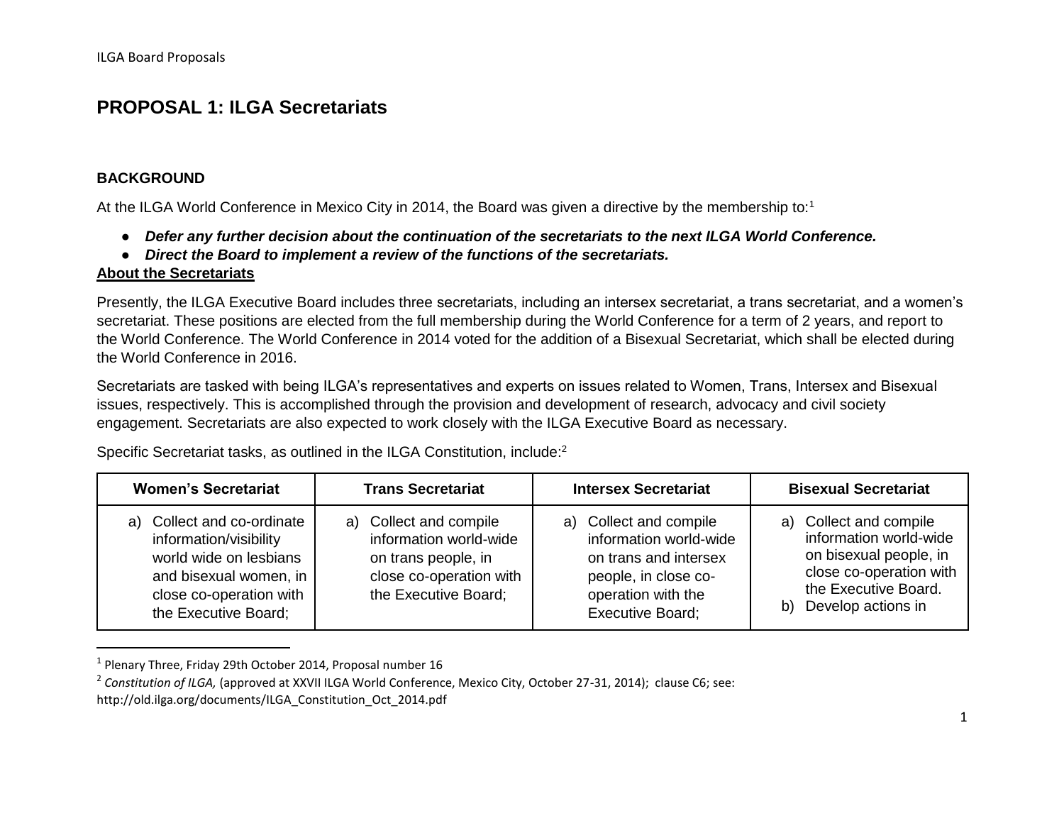# PROPOSAL 1: ILGA Secretariats

### BACKGROUND

At the ILGA World Conference in Mexico City in 2014, the Board was given a directive by the membership to:[1]

- ***Defer any further decision about the continuation of the secretariats to the next ILGA World Conference.***
- ***Direct the Board to implement a review of the functions of the secretariats.***

**About the Secretariats**

Presently, the ILGA Executive Board includes three secretariats, including an intersex secretariat, a trans secretariat, and a women's secretariat. These positions are elected from the full membership during the World Conference for a term of 2 years, and report to the World Conference. The World Conference in 2014 voted for the addition of a Bisexual Secretariat, which shall be elected during the World Conference in 2016.

Secretariats are tasked with being ILGA's representatives and experts on issues related to Women, Trans, Intersex and Bisexual issues, respectively. This is accomplished through the provision and development of research, advocacy and civil society engagement. Secretariats are also expected to work closely with the ILGA Executive Board as necessary.

Specific Secretariat tasks, as outlined in the ILGA Constitution, include:[2]

| Women's Secretariat | Trans Secretariat | Intersex Secretariat | Bisexual Secretariat |
|---|---|---|---|
| a) Collect and co-ordinate information/visibility world wide on lesbians and bisexual women, in close co-operation with the Executive Board; | a) Collect and compile information world-wide on trans people, in close co-operation with the Executive Board; | a) Collect and compile information world-wide on trans and intersex people, in close co-operation with the Executive Board; | a) Collect and compile information world-wide on bisexual people, in close co-operation with the Executive Board. b) Develop actions in |

[1] Plenary Three, Friday 29th October 2014, Proposal number 16

[2] *Constitution of ILGA,* (approved at XXVII ILGA World Conference, Mexico City, October 27-31, 2014); clause C6; see: http://old.ilga.org/documents/ILGA_Constitution_Oct_2014.pdf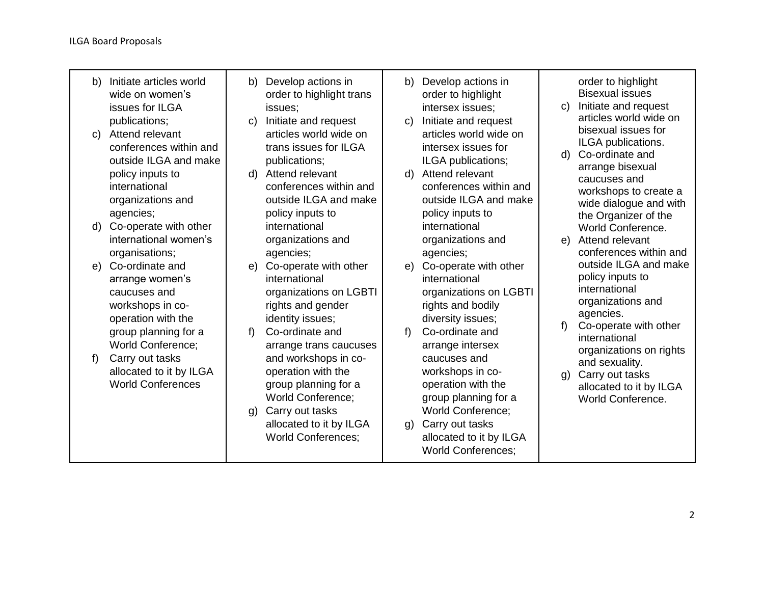| | | | |
|---|---|---|---|
| b) Initiate articles world wide on women's issues for ILGA publications;<br>c) Attend relevant conferences within and outside ILGA and make policy inputs to international organizations and agencies;<br>d) Co-operate with other international women's organisations;<br>e) Co-ordinate and arrange women's caucuses and workshops in co-operation with the group planning for a World Conference;<br>f) Carry out tasks allocated to it by ILGA World Conferences | b) Develop actions in order to highlight trans issues;<br>c) Initiate and request articles world wide on trans issues for ILGA publications;<br>d) Attend relevant conferences within and outside ILGA and make policy inputs to international organizations and agencies;<br>e) Co-operate with other international organizations on LGBTI rights and gender identity issues;<br>f) Co-ordinate and arrange trans caucuses and workshops in co-operation with the group planning for a World Conference;<br>g) Carry out tasks allocated to it by ILGA World Conferences; | b) Develop actions in order to highlight intersex issues;<br>c) Initiate and request articles world wide on intersex issues for ILGA publications;<br>d) Attend relevant conferences within and outside ILGA and make policy inputs to international organizations and agencies;<br>e) Co-operate with other international organizations on LGBTI rights and bodily diversity issues;<br>f) Co-ordinate and arrange intersex caucuses and workshops in co-operation with the group planning for a World Conference;<br>g) Carry out tasks allocated to it by ILGA World Conferences; | order to highlight Bisexual issues<br>c) Initiate and request articles world wide on bisexual issues for ILGA publications.<br>d) Co-ordinate and arrange bisexual caucuses and workshops to create a wide dialogue and with the Organizer of the World Conference.<br>e) Attend relevant conferences within and outside ILGA and make policy inputs to international organizations and agencies.<br>f) Co-operate with other international organizations on rights and sexuality.<br>g) Carry out tasks allocated to it by ILGA World Conference. |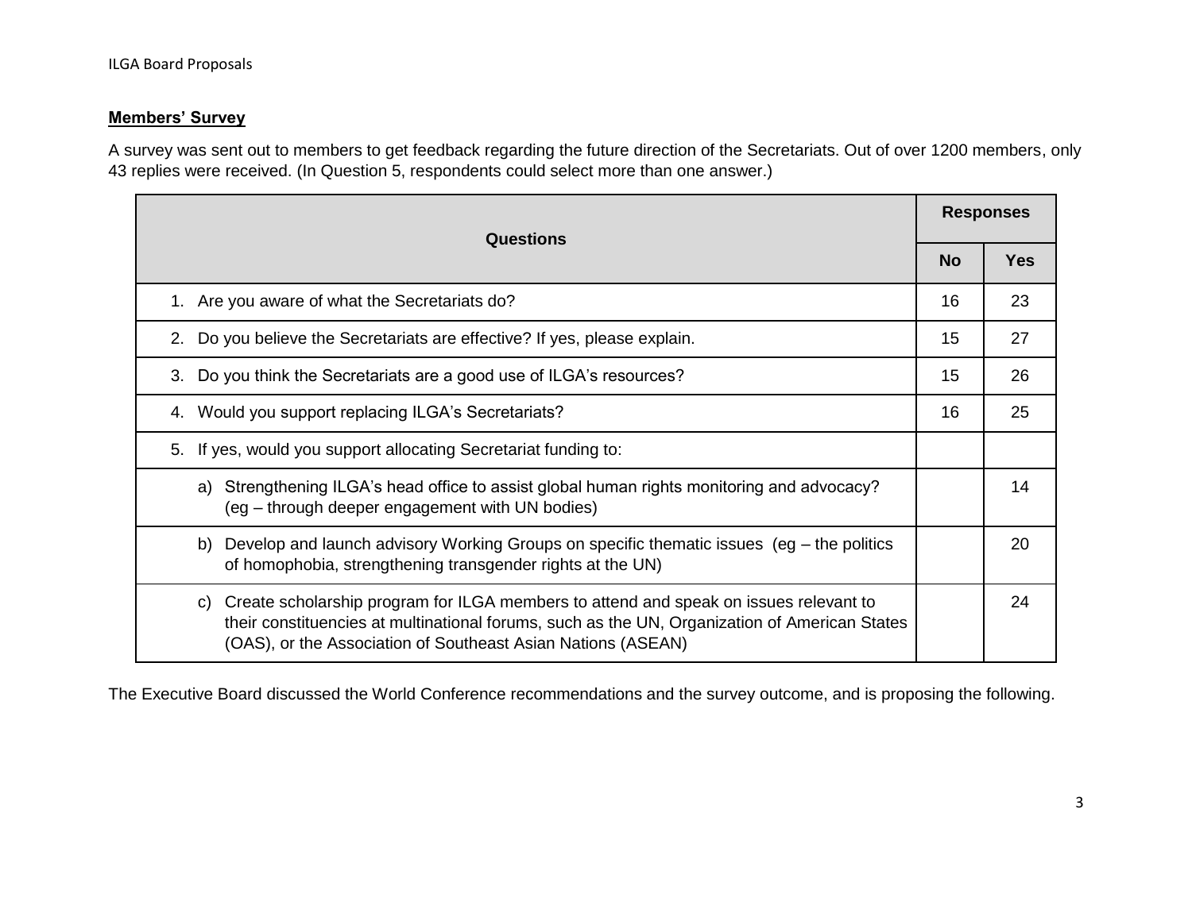## Members' Survey

A survey was sent out to members to get feedback regarding the future direction of the Secretariats. Out of over 1200 members, only 43 replies were received. (In Question 5, respondents could select more than one answer.)

| Questions | Responses | |
|---|---|---|
| | **No** | **Yes** |
| 1. Are you aware of what the Secretariats do? | 16 | 23 |
| 2. Do you believe the Secretariats are effective? If yes, please explain. | 15 | 27 |
| 3. Do you think the Secretariats are a good use of ILGA's resources? | 15 | 26 |
| 4. Would you support replacing ILGA's Secretariats? | 16 | 25 |
| 5. If yes, would you support allocating Secretariat funding to: | | |
| a) Strengthening ILGA's head office to assist global human rights monitoring and advocacy? (eg – through deeper engagement with UN bodies) | | 14 |
| b) Develop and launch advisory Working Groups on specific thematic issues (eg – the politics of homophobia, strengthening transgender rights at the UN) | | 20 |
| c) Create scholarship program for ILGA members to attend and speak on issues relevant to their constituencies at multinational forums, such as the UN, Organization of American States (OAS), or the Association of Southeast Asian Nations (ASEAN) | | 24 |

The Executive Board discussed the World Conference recommendations and the survey outcome, and is proposing the following.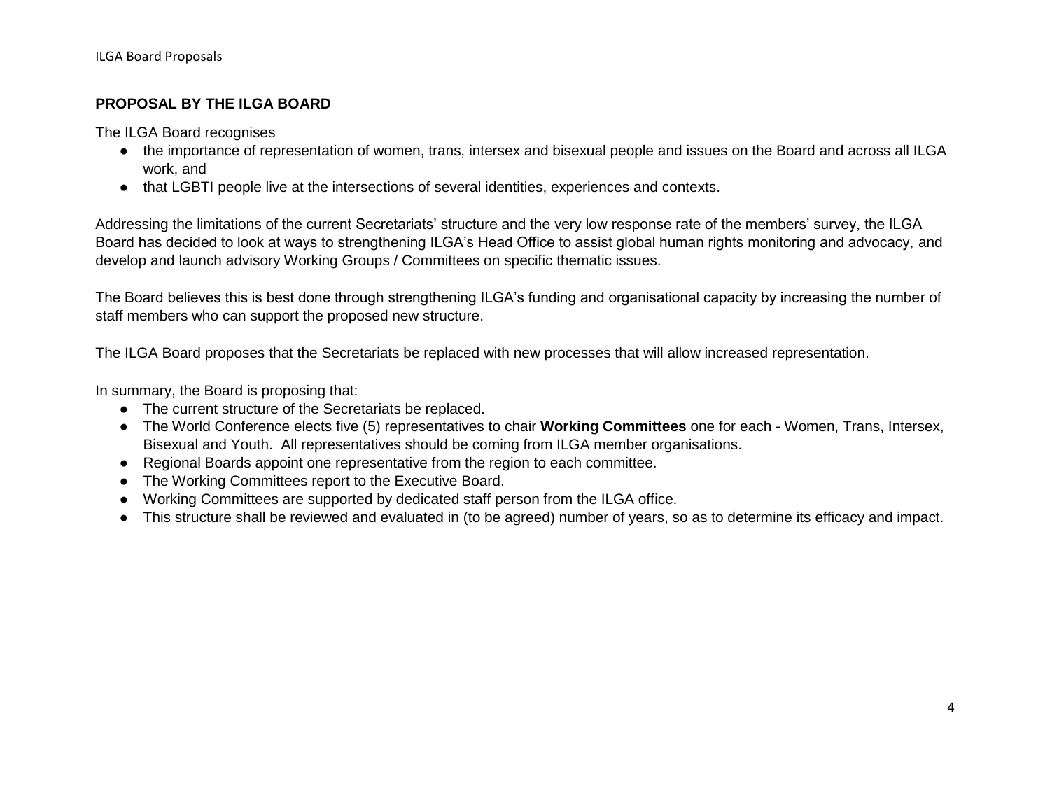**PROPOSAL BY THE ILGA BOARD**

The ILGA Board recognises

- the importance of representation of women, trans, intersex and bisexual people and issues on the Board and across all ILGA work, and
- that LGBTI people live at the intersections of several identities, experiences and contexts.

Addressing the limitations of the current Secretariats' structure and the very low response rate of the members' survey, the ILGA Board has decided to look at ways to strengthening ILGA's Head Office to assist global human rights monitoring and advocacy, and develop and launch advisory Working Groups / Committees on specific thematic issues.

The Board believes this is best done through strengthening ILGA's funding and organisational capacity by increasing the number of staff members who can support the proposed new structure.

The ILGA Board proposes that the Secretariats be replaced with new processes that will allow increased representation.

In summary, the Board is proposing that:

- The current structure of the Secretariats be replaced.
- The World Conference elects five (5) representatives to chair **Working Committees** one for each - Women, Trans, Intersex, Bisexual and Youth. All representatives should be coming from ILGA member organisations.
- Regional Boards appoint one representative from the region to each committee.
- The Working Committees report to the Executive Board.
- Working Committees are supported by dedicated staff person from the ILGA office.
- This structure shall be reviewed and evaluated in (to be agreed) number of years, so as to determine its efficacy and impact.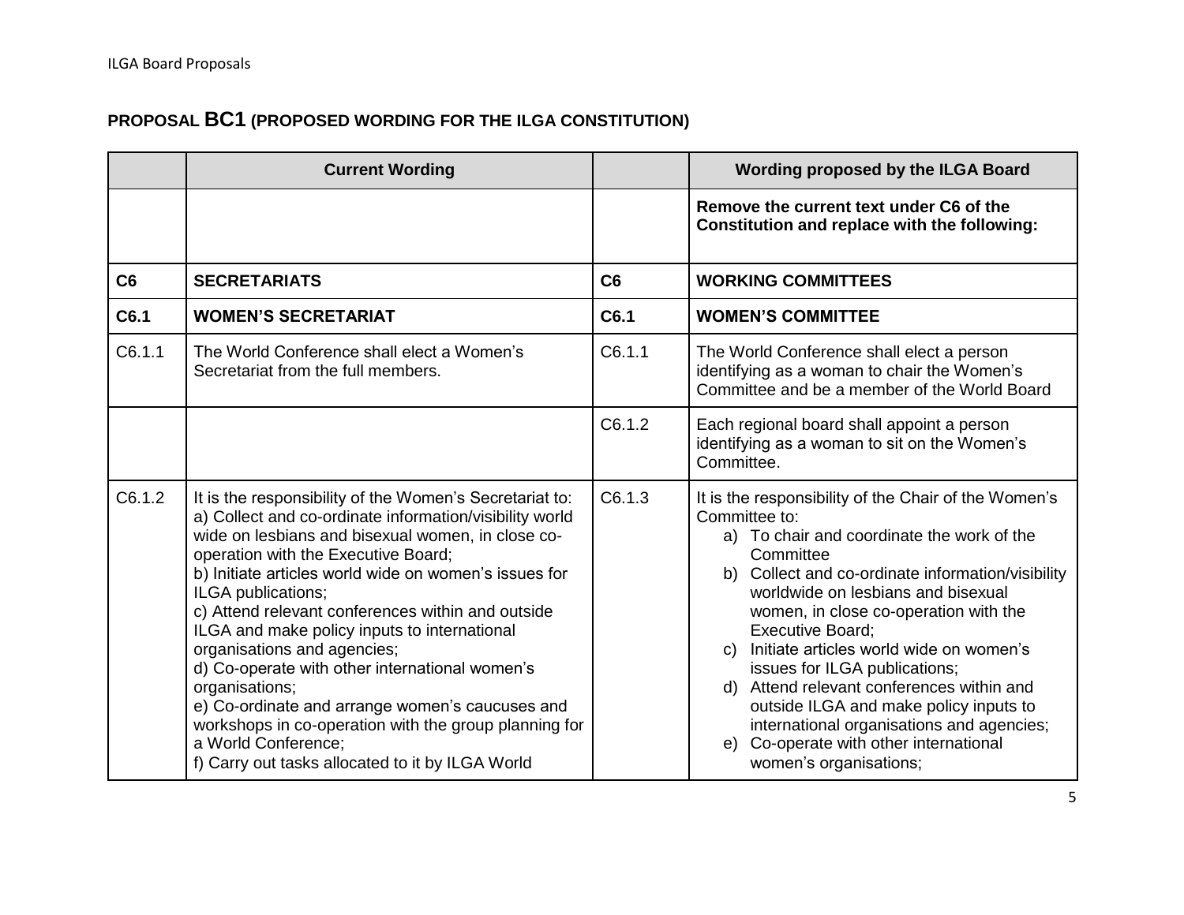## PROPOSAL BC1 (PROPOSED WORDING FOR THE ILGA CONSTITUTION)

| | Current Wording | | Wording proposed by the ILGA Board |
|---|---|---|---|
| | | | **Remove the current text under C6 of the Constitution and replace with the following:** |
| **C6** | **SECRETARIATS** | **C6** | **WORKING COMMITTEES** |
| **C6.1** | **WOMEN'S SECRETARIAT** | **C6.1** | **WOMEN'S COMMITTEE** |
| C6.1.1 | The World Conference shall elect a Women's Secretariat from the full members. | C6.1.1 | The World Conference shall elect a person identifying as a woman to chair the Women's Committee and be a member of the World Board |
| | | C6.1.2 | Each regional board shall appoint a person identifying as a woman to sit on the Women's Committee. |
| C6.1.2 | It is the responsibility of the Women's Secretariat to:<br>a) Collect and co-ordinate information/visibility world wide on lesbians and bisexual women, in close co-operation with the Executive Board;<br>b) Initiate articles world wide on women's issues for ILGA publications;<br>c) Attend relevant conferences within and outside ILGA and make policy inputs to international organisations and agencies;<br>d) Co-operate with other international women's organisations;<br>e) Co-ordinate and arrange women's caucuses and workshops in co-operation with the group planning for a World Conference;<br>f) Carry out tasks allocated to it by ILGA World | C6.1.3 | It is the responsibility of the Chair of the Women's Committee to:<br>a) To chair and coordinate the work of the Committee<br>b) Collect and co-ordinate information/visibility worldwide on lesbians and bisexual women, in close co-operation with the Executive Board;<br>c) Initiate articles world wide on women's issues for ILGA publications;<br>d) Attend relevant conferences within and outside ILGA and make policy inputs to international organisations and agencies;<br>e) Co-operate with other international women's organisations; |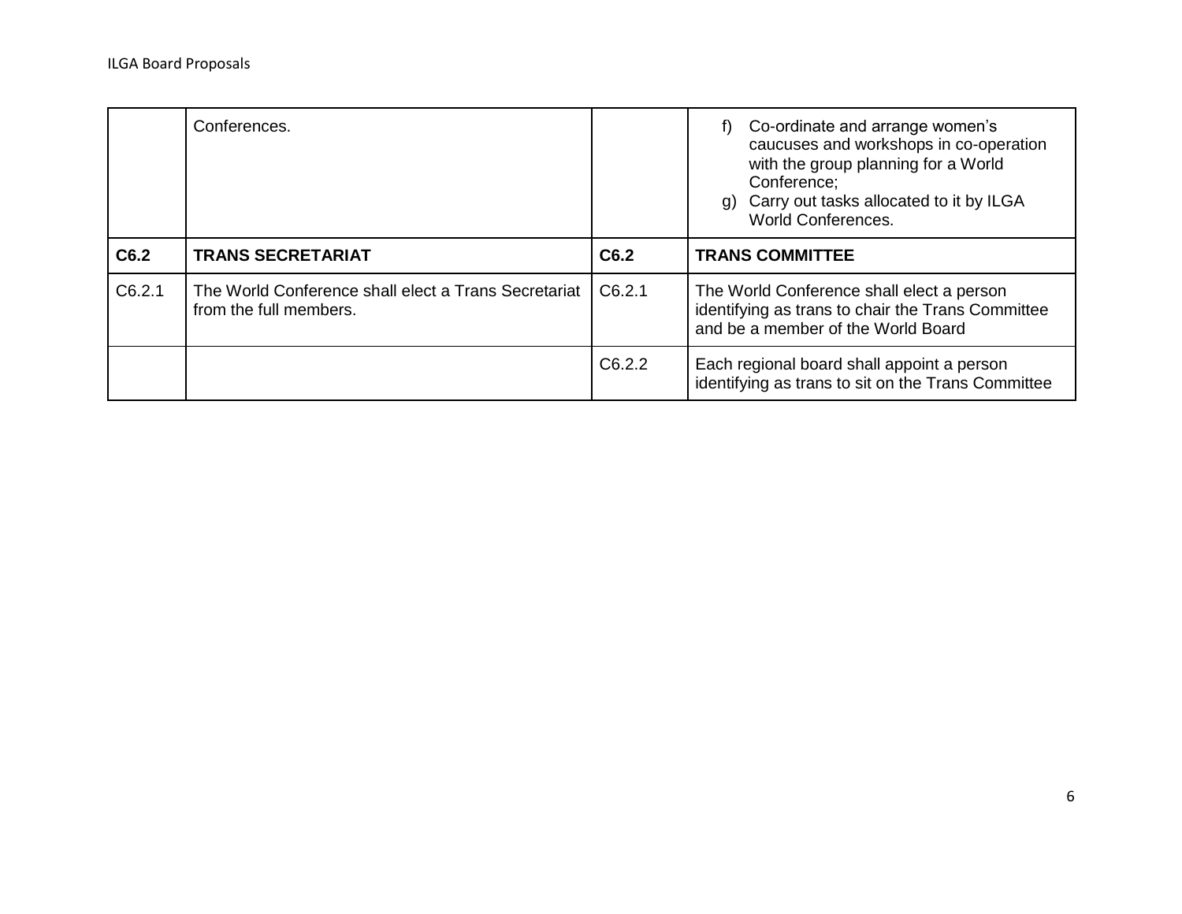| | | | |
|---|---|---|---|
| | Conferences. | | f) Co-ordinate and arrange women's caucuses and workshops in co-operation with the group planning for a World Conference;<br>g) Carry out tasks allocated to it by ILGA World Conferences. |
| **C6.2** | **TRANS SECRETARIAT** | **C6.2** | **TRANS COMMITTEE** |
| C6.2.1 | The World Conference shall elect a Trans Secretariat from the full members. | C6.2.1 | The World Conference shall elect a person identifying as trans to chair the Trans Committee and be a member of the World Board |
| | | C6.2.2 | Each regional board shall appoint a person identifying as trans to sit on the Trans Committee |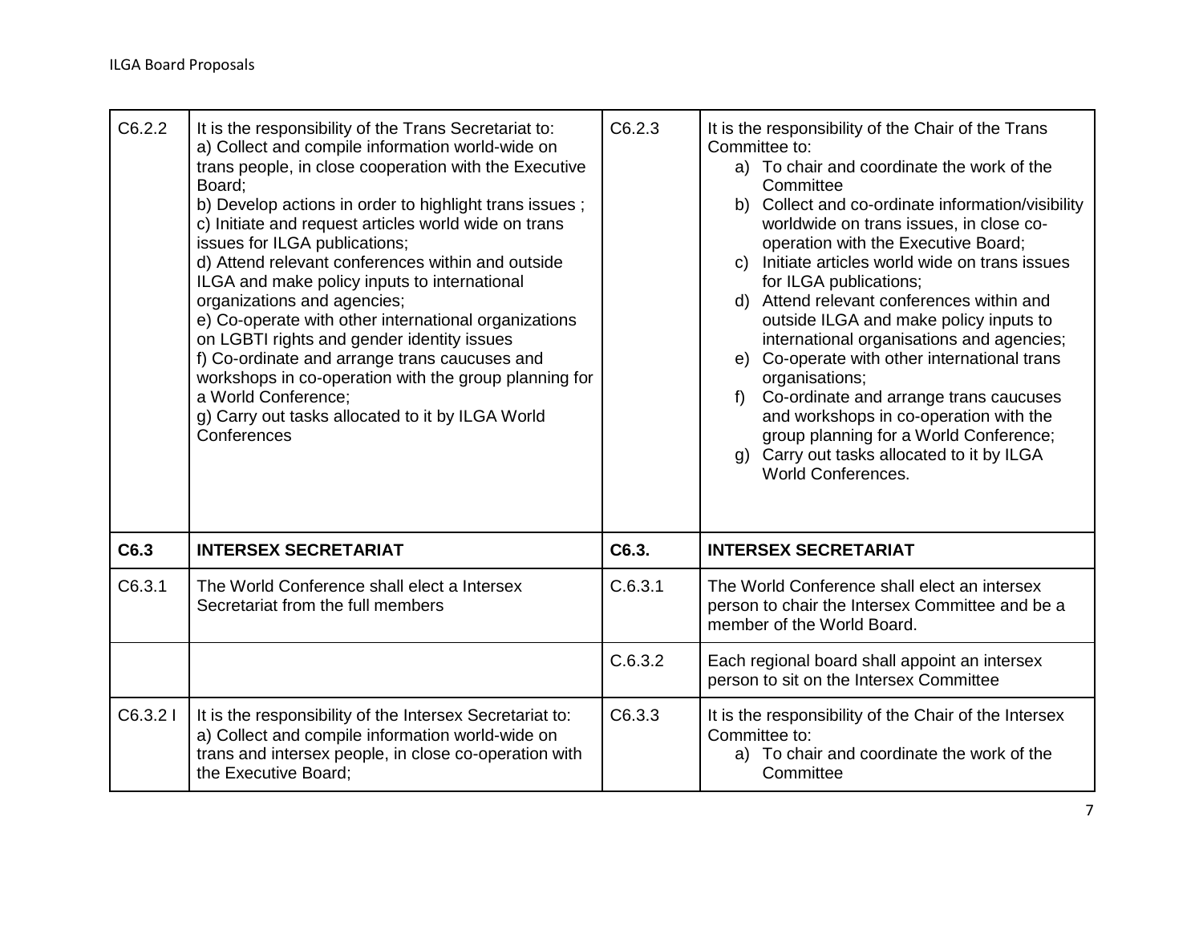| C6.2.2 | It is the responsibility of the Trans Secretariat to:<br>a) Collect and compile information world-wide on trans people, in close cooperation with the Executive Board;<br>b) Develop actions in order to highlight trans issues ;<br>c) Initiate and request articles world wide on trans issues for ILGA publications;<br>d) Attend relevant conferences within and outside ILGA and make policy inputs to international organizations and agencies;<br>e) Co-operate with other international organizations on LGBTI rights and gender identity issues<br>f) Co-ordinate and arrange trans caucuses and workshops in co-operation with the group planning for a World Conference;<br>g) Carry out tasks allocated to it by ILGA World Conferences | C6.2.3 | It is the responsibility of the Chair of the Trans Committee to:<br>a) To chair and coordinate the work of the Committee<br>b) Collect and co-ordinate information/visibility worldwide on trans issues, in close co-operation with the Executive Board;<br>c) Initiate articles world wide on trans issues for ILGA publications;<br>d) Attend relevant conferences within and outside ILGA and make policy inputs to international organisations and agencies;<br>e) Co-operate with other international trans organisations;<br>f) Co-ordinate and arrange trans caucuses and workshops in co-operation with the group planning for a World Conference;<br>g) Carry out tasks allocated to it by ILGA World Conferences. |
|---|---|---|---|
| **C6.3** | **INTERSEX SECRETARIAT** | **C6.3.** | **INTERSEX SECRETARIAT** |
| C6.3.1 | The World Conference shall elect a Intersex Secretariat from the full members | C.6.3.1 | The World Conference shall elect an intersex person to chair the Intersex Committee and be a member of the World Board. |
| | | C.6.3.2 | Each regional board shall appoint an intersex person to sit on the Intersex Committee |
| C6.3.2 I | It is the responsibility of the Intersex Secretariat to:<br>a) Collect and compile information world-wide on trans and intersex people, in close co-operation with the Executive Board; | C6.3.3 | It is the responsibility of the Chair of the Intersex Committee to:<br>a) To chair and coordinate the work of the Committee |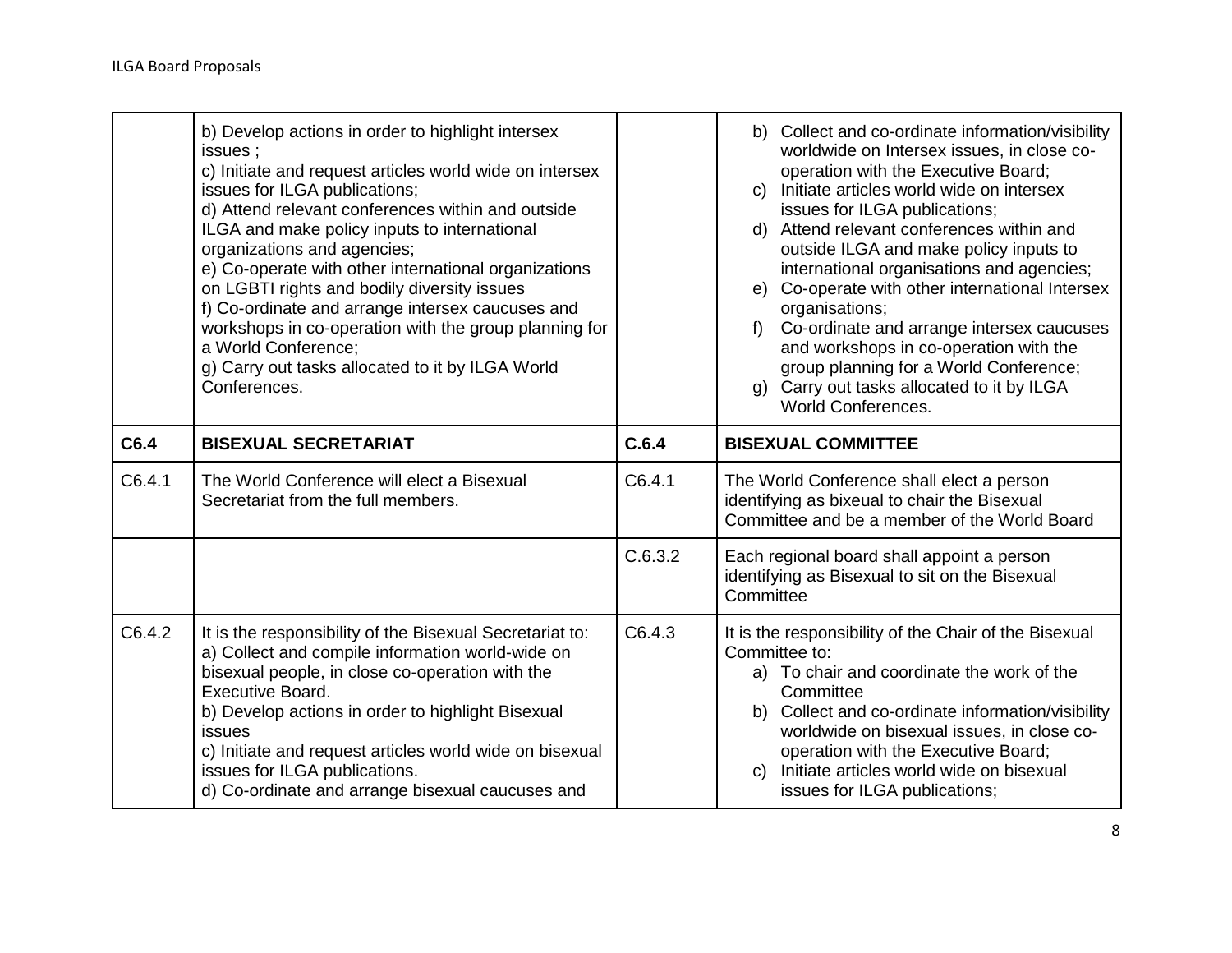| | | | |
|---|---|---|---|
| | b) Develop actions in order to highlight intersex issues ;<br>c) Initiate and request articles world wide on intersex issues for ILGA publications;<br>d) Attend relevant conferences within and outside ILGA and make policy inputs to international organizations and agencies;<br>e) Co-operate with other international organizations on LGBTI rights and bodily diversity issues<br>f) Co-ordinate and arrange intersex caucuses and workshops in co-operation with the group planning for a World Conference;<br>g) Carry out tasks allocated to it by ILGA World Conferences. | | b) Collect and co-ordinate information/visibility worldwide on Intersex issues, in close co-operation with the Executive Board;<br>c) Initiate articles world wide on intersex issues for ILGA publications;<br>d) Attend relevant conferences within and outside ILGA and make policy inputs to international organisations and agencies;<br>e) Co-operate with other international Intersex organisations;<br>f) Co-ordinate and arrange intersex caucuses and workshops in co-operation with the group planning for a World Conference;<br>g) Carry out tasks allocated to it by ILGA World Conferences. |
| **C6.4** | **BISEXUAL SECRETARIAT** | **C.6.4** | **BISEXUAL COMMITTEE** |
| C6.4.1 | The World Conference will elect a Bisexual Secretariat from the full members. | C6.4.1 | The World Conference shall elect a person identifying as bixeual to chair the Bisexual Committee and be a member of the World Board |
| | | C.6.3.2 | Each regional board shall appoint a person identifying as Bisexual to sit on the Bisexual Committee |
| C6.4.2 | It is the responsibility of the Bisexual Secretariat to:<br>a) Collect and compile information world-wide on bisexual people, in close co-operation with the Executive Board.<br>b) Develop actions in order to highlight Bisexual issues<br>c) Initiate and request articles world wide on bisexual issues for ILGA publications.<br>d) Co-ordinate and arrange bisexual caucuses and | C6.4.3 | It is the responsibility of the Chair of the Bisexual Committee to:<br>a) To chair and coordinate the work of the Committee<br>b) Collect and co-ordinate information/visibility worldwide on bisexual issues, in close co-operation with the Executive Board;<br>c) Initiate articles world wide on bisexual issues for ILGA publications; |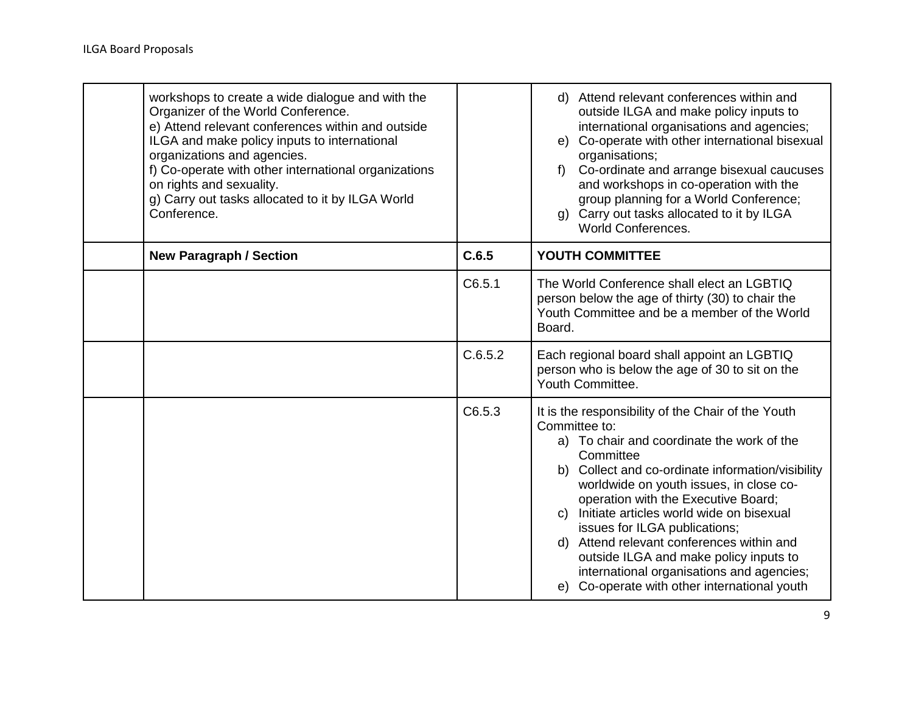| | | | |
|---|---|---|---|
| | workshops to create a wide dialogue and with the Organizer of the World Conference.<br>e) Attend relevant conferences within and outside ILGA and make policy inputs to international organizations and agencies.<br>f) Co-operate with other international organizations on rights and sexuality.<br>g) Carry out tasks allocated to it by ILGA World Conference. | | d) Attend relevant conferences within and outside ILGA and make policy inputs to international organisations and agencies;<br>e) Co-operate with other international bisexual organisations;<br>f) Co-ordinate and arrange bisexual caucuses and workshops in co-operation with the group planning for a World Conference;<br>g) Carry out tasks allocated to it by ILGA World Conferences. |
| | **New Paragraph / Section** | **C.6.5** | **YOUTH COMMITTEE** |
| | | C6.5.1 | The World Conference shall elect an LGBTIQ person below the age of thirty (30) to chair the Youth Committee and be a member of the World Board. |
| | | C.6.5.2 | Each regional board shall appoint an LGBTIQ person who is below the age of 30 to sit on the Youth Committee. |
| | | C6.5.3 | It is the responsibility of the Chair of the Youth Committee to:<br>a) To chair and coordinate the work of the Committee<br>b) Collect and co-ordinate information/visibility worldwide on youth issues, in close co-operation with the Executive Board;<br>c) Initiate articles world wide on bisexual issues for ILGA publications;<br>d) Attend relevant conferences within and outside ILGA and make policy inputs to international organisations and agencies;<br>e) Co-operate with other international youth |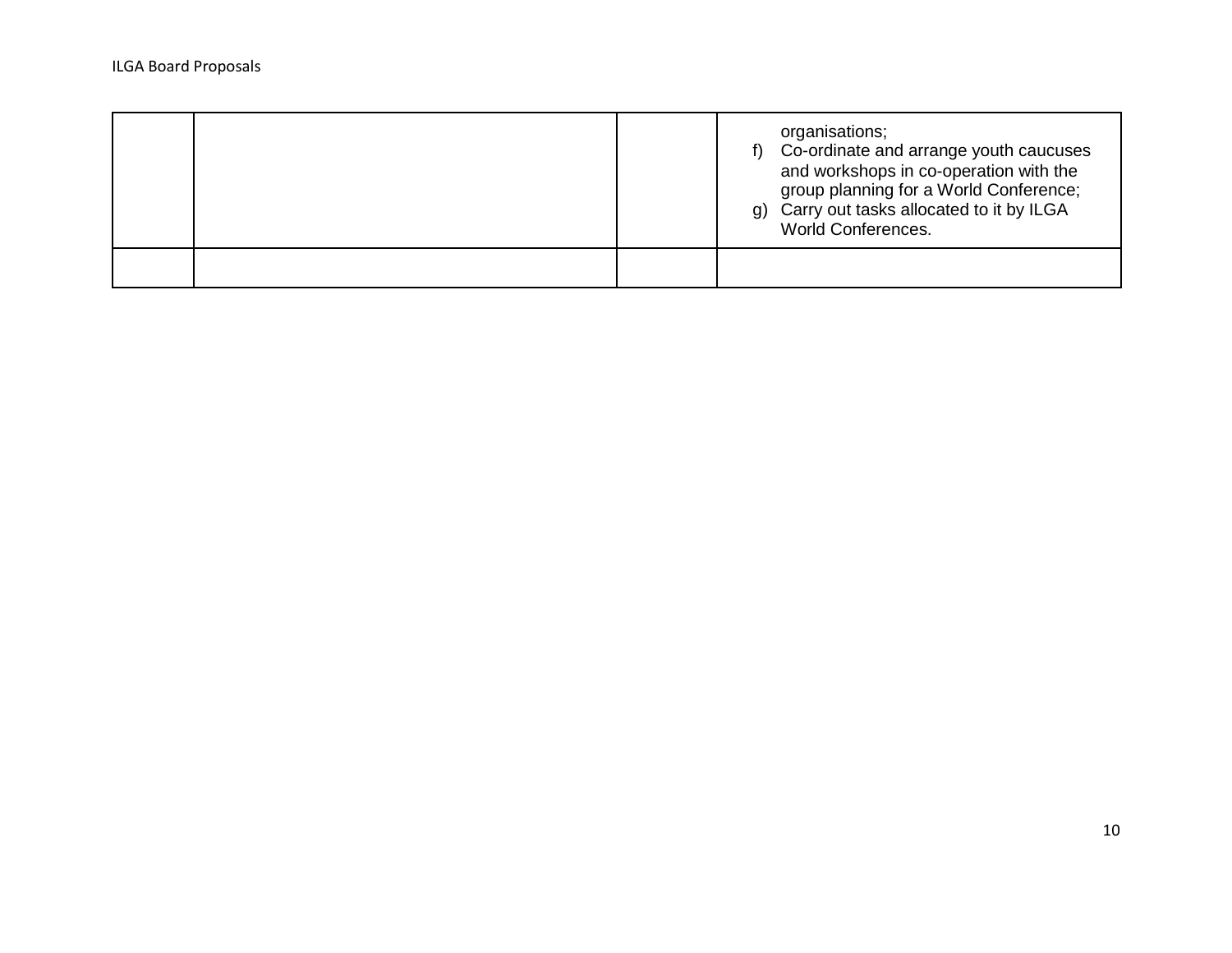| | | | |
|---|---|---|---|
| | | | organisations;<br>f) Co-ordinate and arrange youth caucuses and workshops in co-operation with the group planning for a World Conference;<br>g) Carry out tasks allocated to it by ILGA World Conferences. |
| | | | |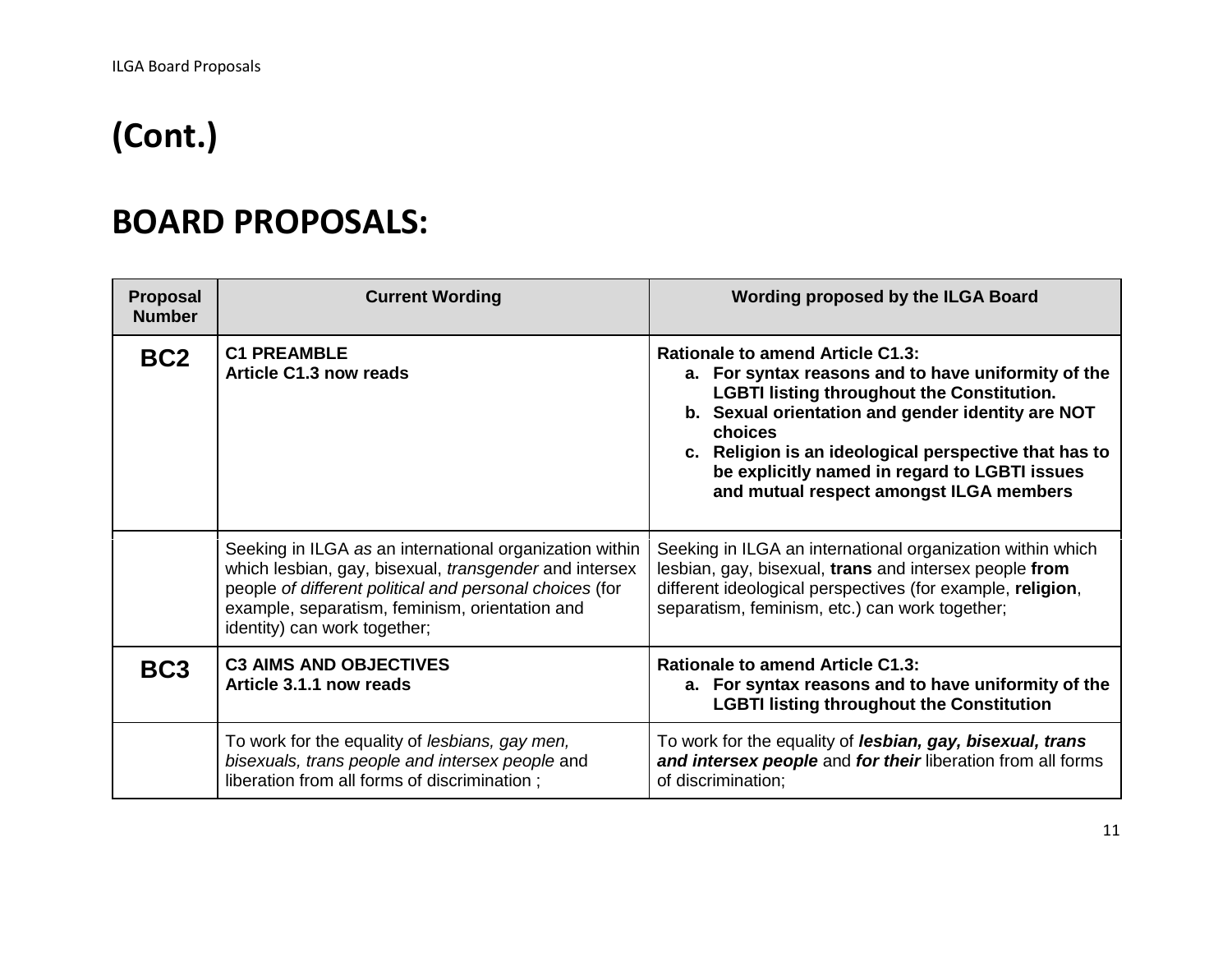# (Cont.)

# BOARD PROPOSALS:

| Proposal Number | Current Wording | Wording proposed by the ILGA Board |
|---|---|---|
| **BC2** | **C1 PREAMBLE**<br>**Article C1.3 now reads** | **Rationale to amend Article C1.3:**<br>**a. For syntax reasons and to have uniformity of the LGBTI listing throughout the Constitution.**<br>**b. Sexual orientation and gender identity are NOT choices**<br>**c. Religion is an ideological perspective that has to be explicitly named in regard to LGBTI issues and mutual respect amongst ILGA members** |
| | Seeking in ILGA *as* an international organization within which lesbian, gay, bisexual, *transgender* and intersex people *of different political and personal choices* (for example, separatism, feminism, orientation and identity) can work together; | Seeking in ILGA an international organization within which lesbian, gay, bisexual, **trans** and intersex people **from** different ideological perspectives (for example, **religion**, separatism, feminism, etc.) can work together; |
| **BC3** | **C3 AIMS AND OBJECTIVES**<br>**Article 3.1.1 now reads** | **Rationale to amend Article C1.3:**<br>**a. For syntax reasons and to have uniformity of the LGBTI listing throughout the Constitution** |
| | To work for the equality of *lesbians, gay men, bisexuals, trans people and intersex people* and liberation from all forms of discrimination ; | To work for the equality of ***lesbian, gay, bisexual, trans and intersex people*** and ***for their*** liberation from all forms of discrimination; |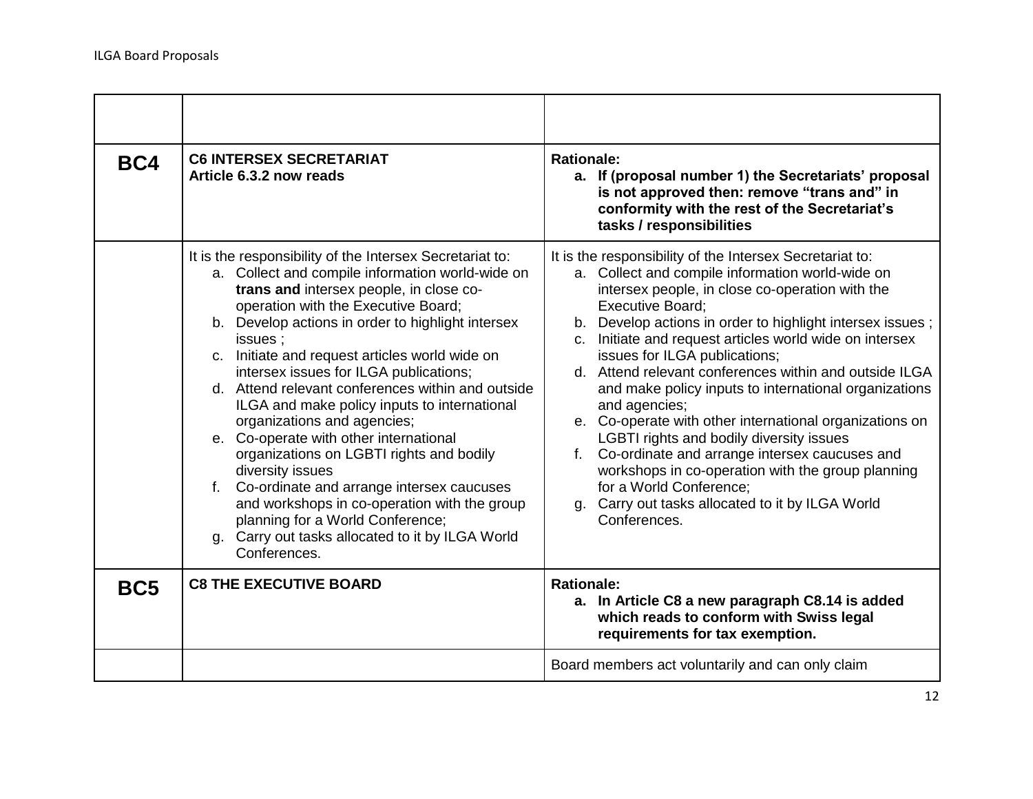| | | |
|---|---|---|
| | | |
| **BC4** | **C6 INTERSEX SECRETARIAT**<br>**Article 6.3.2 now reads** | **Rationale:**<br>**a. If (proposal number 1) the Secretariats' proposal is not approved then: remove "trans and" in conformity with the rest of the Secretariat's tasks / responsibilities** |
| | It is the responsibility of the Intersex Secretariat to:<br>a. Collect and compile information world-wide on **trans and** intersex people, in close co-operation with the Executive Board;<br>b. Develop actions in order to highlight intersex issues ;<br>c. Initiate and request articles world wide on intersex issues for ILGA publications;<br>d. Attend relevant conferences within and outside ILGA and make policy inputs to international organizations and agencies;<br>e. Co-operate with other international organizations on LGBTI rights and bodily diversity issues<br>f. Co-ordinate and arrange intersex caucuses and workshops in co-operation with the group planning for a World Conference;<br>g. Carry out tasks allocated to it by ILGA World Conferences. | It is the responsibility of the Intersex Secretariat to:<br>a. Collect and compile information world-wide on intersex people, in close co-operation with the Executive Board;<br>b. Develop actions in order to highlight intersex issues ;<br>c. Initiate and request articles world wide on intersex issues for ILGA publications;<br>d. Attend relevant conferences within and outside ILGA and make policy inputs to international organizations and agencies;<br>e. Co-operate with other international organizations on LGBTI rights and bodily diversity issues<br>f. Co-ordinate and arrange intersex caucuses and workshops in co-operation with the group planning for a World Conference;<br>g. Carry out tasks allocated to it by ILGA World Conferences. |
| **BC5** | **C8 THE EXECUTIVE BOARD** | **Rationale:**<br>**a. In Article C8 a new paragraph C8.14 is added which reads to conform with Swiss legal requirements for tax exemption.** |
| | | Board members act voluntarily and can only claim |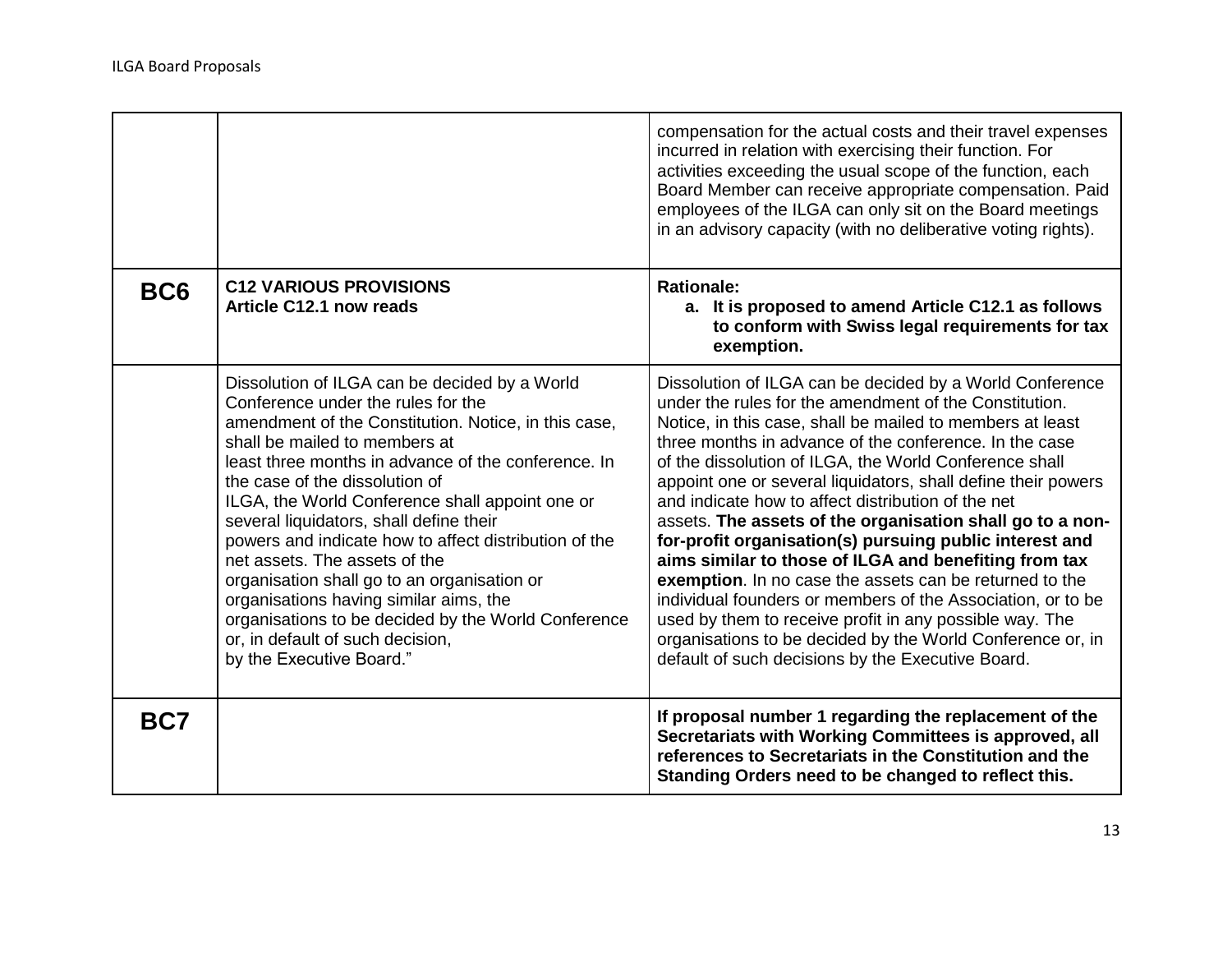| | | |
|---|---|---|
| | | compensation for the actual costs and their travel expenses incurred in relation with exercising their function. For activities exceeding the usual scope of the function, each Board Member can receive appropriate compensation. Paid employees of the ILGA can only sit on the Board meetings in an advisory capacity (with no deliberative voting rights). |
| **BC6** | **C12 VARIOUS PROVISIONS**<br>**Article C12.1 now reads** | **Rationale:**<br>**a. It is proposed to amend Article C12.1 as follows to conform with Swiss legal requirements for tax exemption.** |
| | Dissolution of ILGA can be decided by a World Conference under the rules for the amendment of the Constitution. Notice, in this case, shall be mailed to members at least three months in advance of the conference. In the case of the dissolution of ILGA, the World Conference shall appoint one or several liquidators, shall define their powers and indicate how to affect distribution of the net assets. The assets of the organisation shall go to an organisation or organisations having similar aims, the organisations to be decided by the World Conference or, in default of such decision, by the Executive Board." | Dissolution of ILGA can be decided by a World Conference under the rules for the amendment of the Constitution. Notice, in this case, shall be mailed to members at least three months in advance of the conference. In the case of the dissolution of ILGA, the World Conference shall appoint one or several liquidators, shall define their powers and indicate how to affect distribution of the net assets. **The assets of the organisation shall go to a non-for-profit organisation(s) pursuing public interest and aims similar to those of ILGA and benefiting from tax exemption**. In no case the assets can be returned to the individual founders or members of the Association, or to be used by them to receive profit in any possible way. The organisations to be decided by the World Conference or, in default of such decisions by the Executive Board. |
| **BC7** | | **If proposal number 1 regarding the replacement of the Secretariats with Working Committees is approved, all references to Secretariats in the Constitution and the Standing Orders need to be changed to reflect this.** |